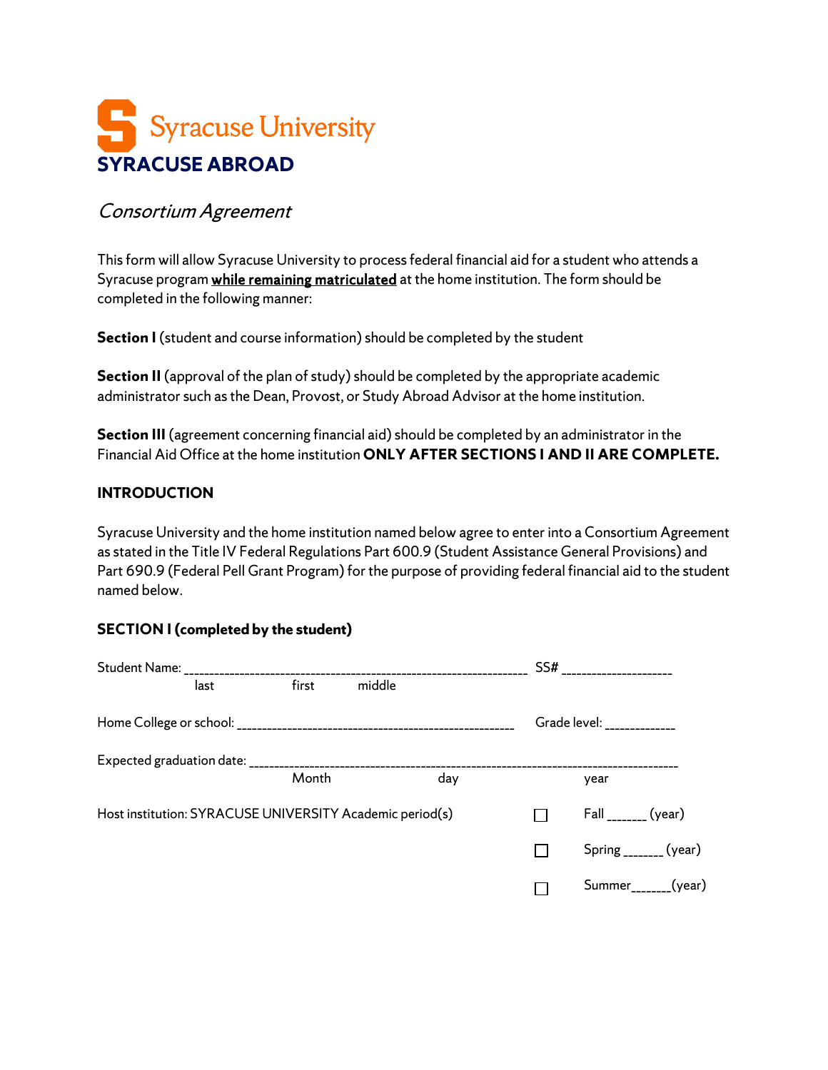Syracuse University

# SYRACUSE ABROAD

*Consortium Agreement*

This form will allow Syracuse University to process federal financial aid for a student who attends a Syracuse program **while remaining matriculated** at the home institution. The form should be completed in the following manner:

**Section I** (student and course information) should be completed by the student

**Section II** (approval of the plan of study) should be completed by the appropriate academic administrator such as the Dean, Provost, or Study Abroad Advisor at the home institution.

**Section III** (agreement concerning financial aid) should be completed by an administrator in the Financial Aid Office at the home institution **ONLY AFTER SECTIONS I AND II ARE COMPLETE.**

## INTRODUCTION

Syracuse University and the home institution named below agree to enter into a Consortium Agreement as stated in the Title IV Federal Regulations Part 600.9 (Student Assistance General Provisions) and Part 690.9 (Federal Pell Grant Program) for the purpose of providing federal financial aid to the student named below.

## SECTION I (completed by the student)

Student Name: ___________________________________________________________ SS# ____________________
last first middle

Home College or school: __________________________________________________ Grade level: _____________

Expected graduation date: ________________________________________________________________________
Month day year

Host institution: SYRACUSE UNIVERSITY Academic period(s)

☐ Fall _______ (year)

☐ Spring _______ (year)

☐ Summer_______(year)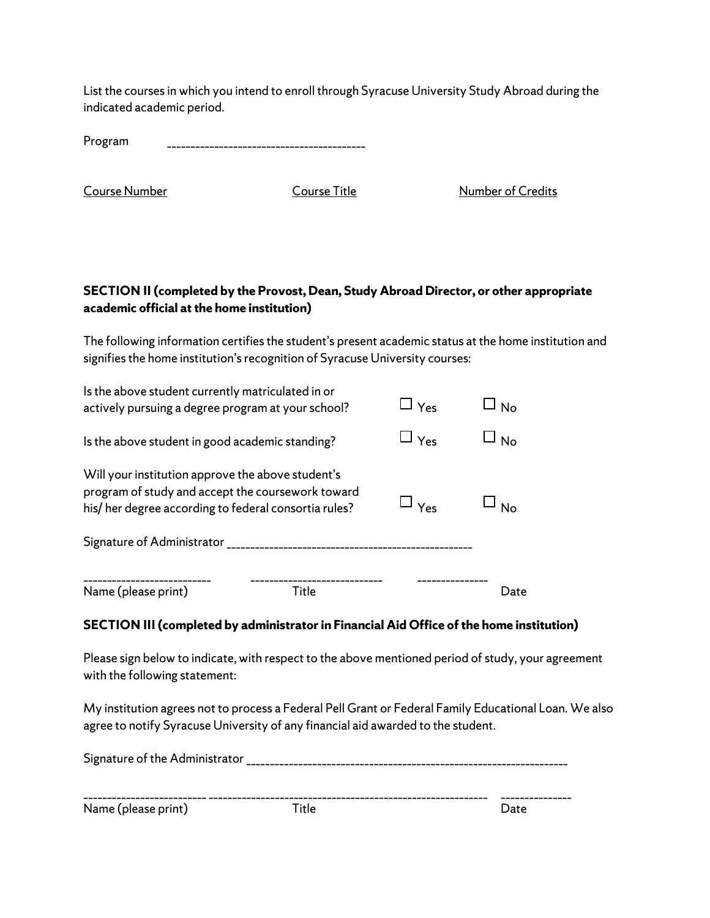List the courses in which you intend to enroll through Syracuse University Study Abroad during the indicated academic period.

Program ________________________________________

Course Number    Course Title    Number of Credits

**SECTION II (completed by the Provost, Dean, Study Abroad Director, or other appropriate academic official at the home institution)**

The following information certifies the student's present academic status at the home institution and signifies the home institution's recognition of Syracuse University courses:

Is the above student currently matriculated in or actively pursuing a degree program at your school? ☐ Yes ☐ No

Is the above student in good academic standing? ☐ Yes ☐ No

Will your institution approve the above student's program of study and accept the coursework toward his/ her degree according to federal consortia rules? ☐ Yes ☐ No

Signature of Administrator ________________________________________________

__________________________    ___________________________    ______________
Name (please print)    Title    Date

**SECTION III (completed by administrator in Financial Aid Office of the home institution)**

Please sign below to indicate, with respect to the above mentioned period of study, your agreement with the following statement:

My institution agrees not to process a Federal Pell Grant or Federal Family Educational Loan. We also agree to notify Syracuse University of any financial aid awarded to the student.

Signature of the Administrator _______________________________________________________________

________________________ _________________________________________________________    ______________
Name (please print)    Title    Date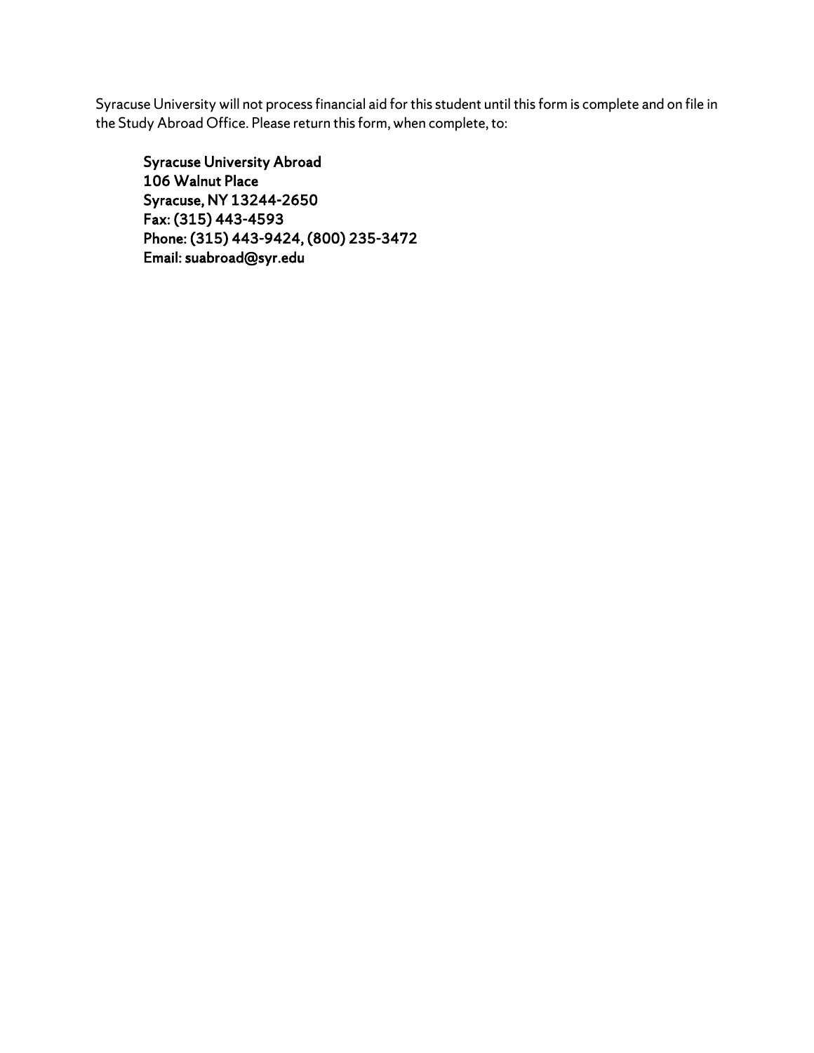Syracuse University will not process financial aid for this student until this form is complete and on file in the Study Abroad Office. Please return this form, when complete, to:

**Syracuse University Abroad**  
**106 Walnut Place**  
**Syracuse, NY 13244-2650**  
**Fax: (315) 443-4593**  
**Phone: (315) 443-9424, (800) 235-3472**  
**Email: suabroad@syr.edu**